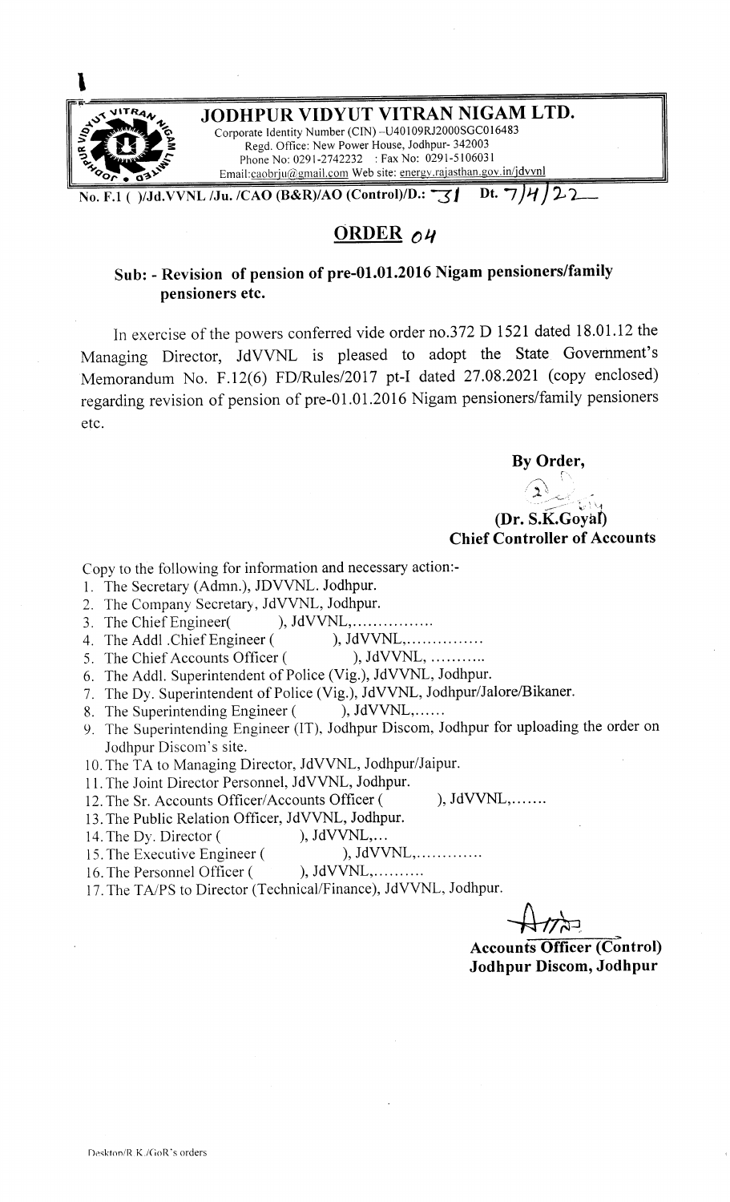# JODHPUR VIDYUT VITRAN NIGAM LTD.

Corporate Identity Number (CIN) –U40109RJ2000SGC016483
Regd. Office: New Power House, Jodhpur- 342003
Phone No: 0291-2742232 : Fax No: 0291-5106031
Email:caobrju@gmail.com Web site: energy.rajasthan.gov.in/jdvvnl

No. F.1 ( )/Jd.VVNL /Ju. /CAO (B&R)/AO (Control)/D.: 31 Dt. 7/4/22

## ORDER 04

**Sub: - Revision of pension of pre-01.01.2016 Nigam pensioners/family pensioners etc.**

In exercise of the powers conferred vide order no.372 D 1521 dated 18.01.12 the Managing Director, JdVVNL is pleased to adopt the State Government's Memorandum No. F.12(6) FD/Rules/2017 pt-I dated 27.08.2021 (copy enclosed) regarding revision of pension of pre-01.01.2016 Nigam pensioners/family pensioners etc.

**By Order,**

**(Dr. S.K.Goyal)**
**Chief Controller of Accounts**

Copy to the following for information and necessary action:-

1. The Secretary (Admn.), JDVVNL. Jodhpur.
2. The Company Secretary, JdVVNL, Jodhpur.
3. The Chief Engineer( ), JdVVNL,................
4. The Addl .Chief Engineer ( ), JdVVNL,...............
5. The Chief Accounts Officer ( ), JdVVNL, ...........
6. The Addl. Superintendent of Police (Vig.), JdVVNL, Jodhpur.
7. The Dy. Superintendent of Police (Vig.), JdVVNL, Jodhpur/Jalore/Bikaner.
8. The Superintending Engineer ( ), JdVVNL,......
9. The Superintending Engineer (IT), Jodhpur Discom, Jodhpur for uploading the order on Jodhpur Discom's site.
10. The TA to Managing Director, JdVVNL, Jodhpur/Jaipur.
11. The Joint Director Personnel, JdVVNL, Jodhpur.
12. The Sr. Accounts Officer/Accounts Officer ( ), JdVVNL,.......
13. The Public Relation Officer, JdVVNL, Jodhpur.
14. The Dy. Director ( ), JdVVNL,...
15. The Executive Engineer ( ), JdVVNL,.............
16. The Personnel Officer ( ), JdVVNL,..........
17. The TA/PS to Director (Technical/Finance), JdVVNL, Jodhpur.

**Accounts Officer (Control)**
**Jodhpur Discom, Jodhpur**

Desktop/R.K./GoR's orders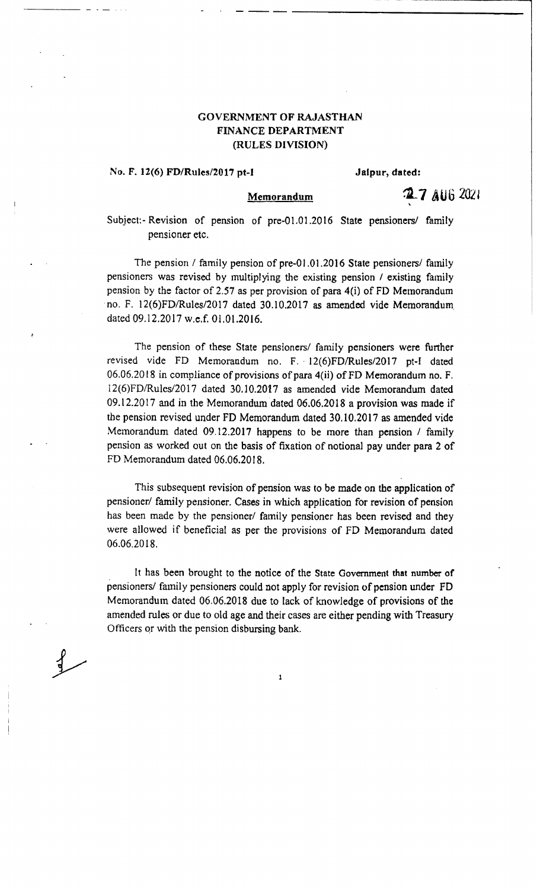**GOVERNMENT OF RAJASTHAN**
**FINANCE DEPARTMENT**
**(RULES DIVISION)**

**No. F. 12(6) FD/Rules/2017 pt-I** **Jaipur, dated: 27 AUG 2021**

**Memorandum**

Subject:- Revision of pension of pre-01.01.2016 State pensioners/ family pensioner etc.

The pension / family pension of pre-01.01.2016 State pensioners/ family pensioners was revised by multiplying the existing pension / existing family pension by the factor of 2.57 as per provision of para 4(i) of FD Memorandum no. F. 12(6)FD/Rules/2017 dated 30.10.2017 as amended vide Memorandum dated 09.12.2017 w.e.f. 01.01.2016.

The pension of these State pensioners/ family pensioners were further revised vide FD Memorandum no. F. 12(6)FD/Rules/2017 pt-I dated 06.06.2018 in compliance of provisions of para 4(ii) of FD Memorandum no. F. 12(6)FD/Rules/2017 dated 30.10.2017 as amended vide Memorandum dated 09.12.2017 and in the Memorandum dated 06.06.2018 a provision was made if the pension revised under FD Memorandum dated 30.10.2017 as amended vide Memorandum dated 09.12.2017 happens to be more than pension / family pension as worked out on the basis of fixation of notional pay under para 2 of FD Memorandum dated 06.06.2018.

This subsequent revision of pension was to be made on the application of pensioner/ family pensioner. Cases in which application for revision of pension has been made by the pensioner/ family pensioner has been revised and they were allowed if beneficial as per the provisions of FD Memorandum dated 06.06.2018.

It has been brought to the notice of the State Government that number of pensioners/ family pensioners could not apply for revision of pension under FD Memorandum dated 06.06.2018 due to lack of knowledge of provisions of the amended rules or due to old age and their cases are either pending with Treasury Officers or with the pension disbursing bank.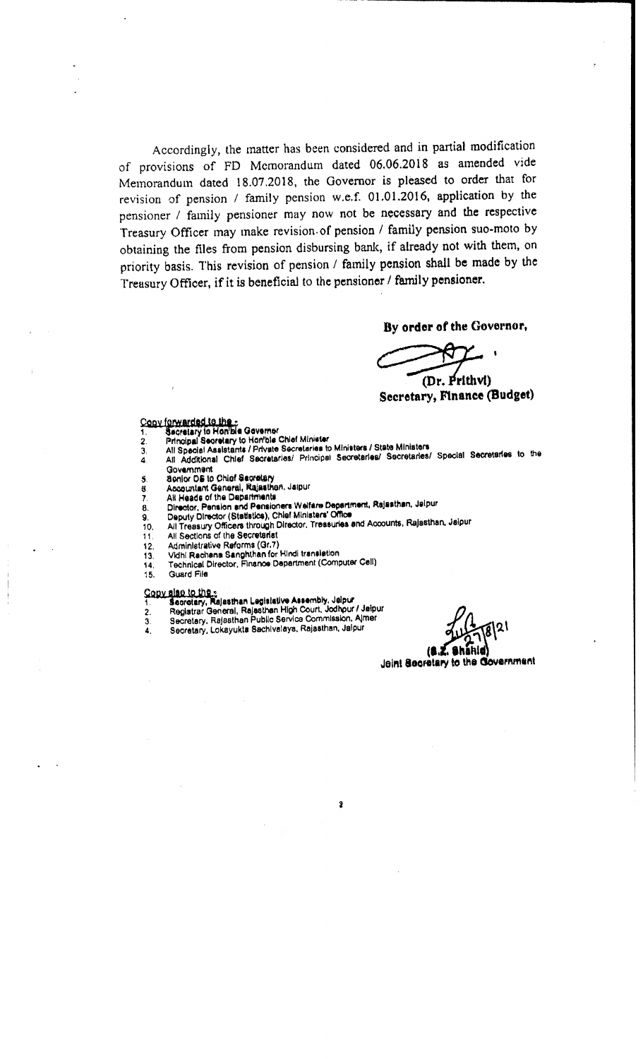Accordingly, the matter has been considered and in partial modification of provisions of FD Memorandum dated 06.06.2018 as amended vide Memorandum dated 18.07.2018, the Governor is pleased to order that for revision of pension / family pension w.e.f. 01.01.2016, application by the pensioner / family pensioner may now not be necessary and the respective Treasury Officer may make revision of pension / family pension suo-moto by obtaining the files from pension disbursing bank, if already not with them, on priority basis. This revision of pension / family pension shall be made by the Treasury Officer, if it is beneficial to the pensioner / family pensioner.

**By order of the Governor,**

(Dr. Prithvi)
**Secretary, Finance (Budget)**

Copy forwarded to the :-

1. Secretary to Hon'ble Governor
2. Principal Secretary to Hon'ble Chief Minister
3. All Special Assistants / Private Secretaries to Ministers / State Ministers
4. All Additional Chief Secretaries/ Principal Secretaries/ Secretaries/ Special Secretaries to the Government
5. Senior DS to Chief Secretary
6. Accountant General, Rajasthan, Jaipur
7. All Heads of the Departments
8. Director, Pension and Pensioners Welfare Department, Rajasthan, Jaipur
9. Deputy Director (Statistics), Chief Ministers' Office
10. All Treasury Officers through Director, Treasuries and Accounts, Rajasthan, Jaipur
11. All Sections of the Secretariat
12. Administrative Reforms (Gr.7)
13. Vidhi Rachana Sanghthan for Hindi translation
14. Technical Director, Finance Department (Computer Cell)
15. Guard File

Copy also to the :-

1. Secretary, Rajasthan Legislative Assembly, Jaipur
2. Registrar General, Rajasthan High Court, Jodhpur / Jaipur
3. Secretary, Rajasthan Public Service Commission, Ajmer
4. Secretary, Lokayukta Sachivalaya, Rajasthan, Jaipur

27/8/21
(S.Z. Shahid)
Joint Secretary to the Government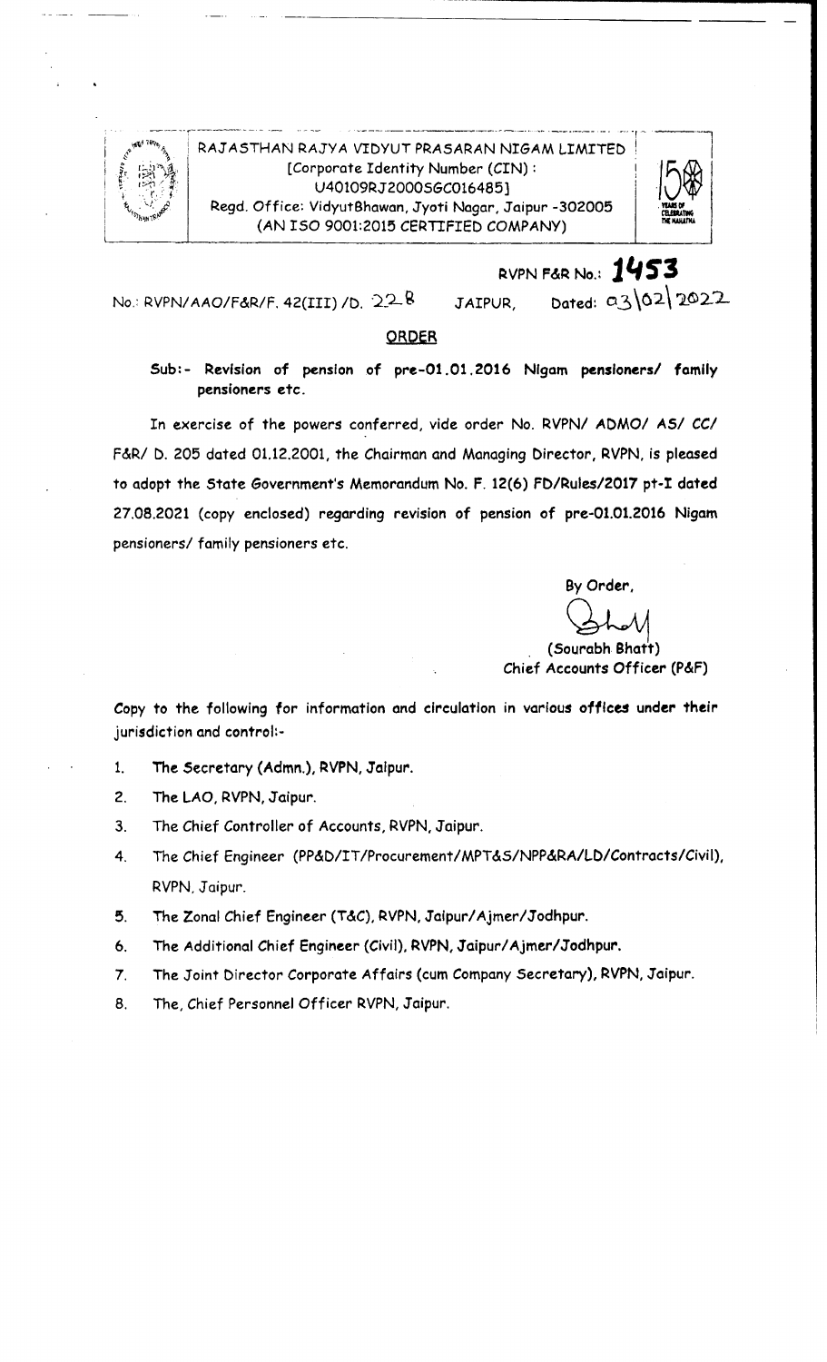RAJASTHAN RAJYA VIDYUT PRASARAN NIGAM LIMITED
[Corporate Identity Number (CIN) : U40109RJ2000SGC016485]
Regd. Office: VidyutBhawan, Jyoti Nagar, Jaipur -302005
(AN ISO 9001:2015 CERTIFIED COMPANY)

**RVPN F&R No.: 1453**

No.: RVPN/AAO/F&R/F. 42(III) /D. 228 JAIPUR, Dated: 03\02\2022

## ORDER

**Sub:- Revision of pension of pre-01.01.2016 Nigam pensioners/ family pensioners etc.**

In exercise of the powers conferred, vide order No. RVPN/ ADMO/ AS/ CC/ F&R/ D. 205 dated 01.12.2001, the Chairman and Managing Director, RVPN, is pleased to adopt the State Government's Memorandum No. F. 12(6) FD/Rules/2017 pt-I dated 27.08.2021 (copy enclosed) regarding revision of pension of pre-01.01.2016 Nigam pensioners/ family pensioners etc.

By Order,

(Sourabh Bhatt)
Chief Accounts Officer (P&F)

Copy to the following for information and circulation in various offices under their jurisdiction and control:-

1. The Secretary (Admn.), RVPN, Jaipur.
2. The LAO, RVPN, Jaipur.
3. The Chief Controller of Accounts, RVPN, Jaipur.
4. The Chief Engineer (PP&D/IT/Procurement/MPT&S/NPP&RA/LD/Contracts/Civil), RVPN, Jaipur.
5. The Zonal Chief Engineer (T&C), RVPN, Jaipur/Ajmer/Jodhpur.
6. The Additional Chief Engineer (Civil), RVPN, Jaipur/Ajmer/Jodhpur.
7. The Joint Director Corporate Affairs (cum Company Secretary), RVPN, Jaipur.
8. The, Chief Personnel Officer RVPN, Jaipur.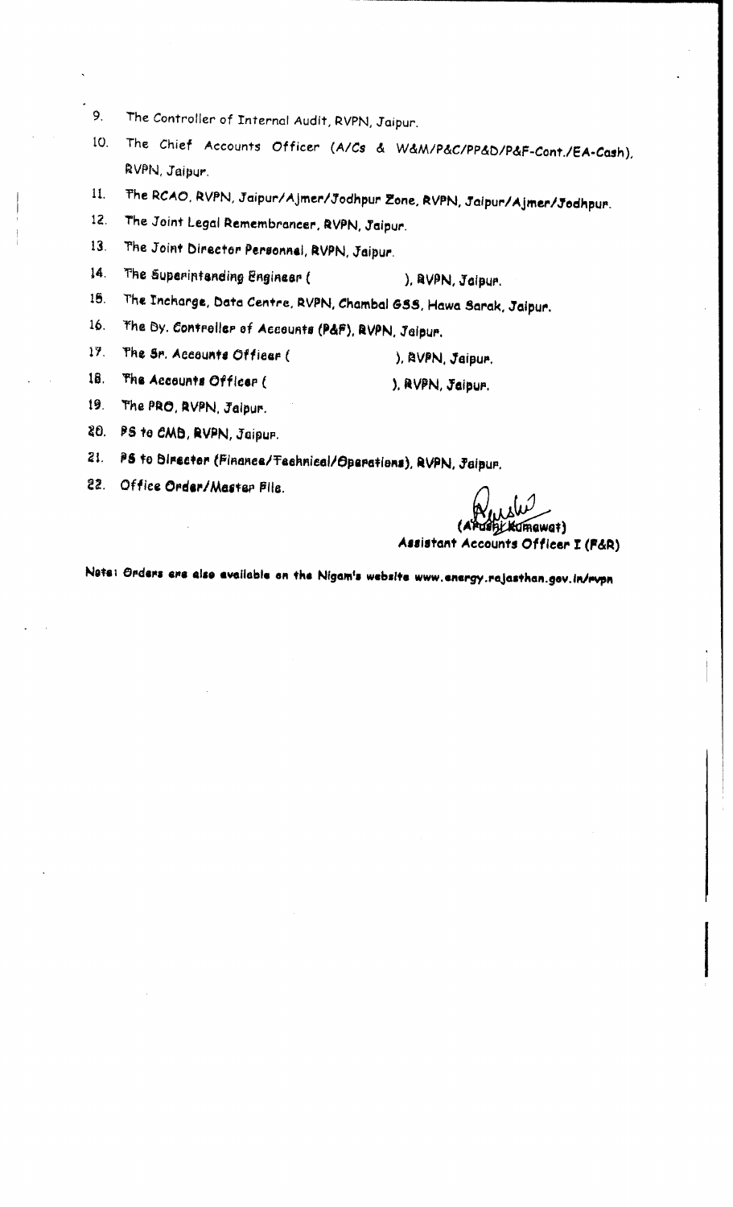9. The Controller of Internal Audit, RVPN, Jaipur.
10. The Chief Accounts Officer (A/Cs & W&M/P&C/PP&D/P&F-Cont./EA-Cash), RVPN, Jaipur.
11. The RCAO, RVPN, Jaipur/Ajmer/Jodhpur Zone, RVPN, Jaipur/Ajmer/Jodhpur.
12. The Joint Legal Remembrancer, RVPN, Jaipur.
13. The Joint Director Personnel, RVPN, Jaipur.
14. The Superintending Engineer (                    ), RVPN, Jaipur.
15. The Incharge, Data Centre, RVPN, Chambal GSS, Hawa Sarak, Jaipur.
16. The Dy. Controller of Accounts (P&F), RVPN, Jaipur.
17. The Sr. Accounts Officer (                    ), RVPN, Jaipur.
18. The Accounts Officer (                    ), RVPN, Jaipur.
19. The PRO, RVPN, Jaipur.
20. PS to CMD, RVPN, Jaipur.
21. PS to Director (Finance/Technical/Operations), RVPN, Jaipur.
22. Office Order/Master File.

(Ayush Kumawat)
Assistant Accounts Officer I (F&R)

Note: Orders are also available on the Nigam's website www.energy.rajasthan.gov.in/rvpn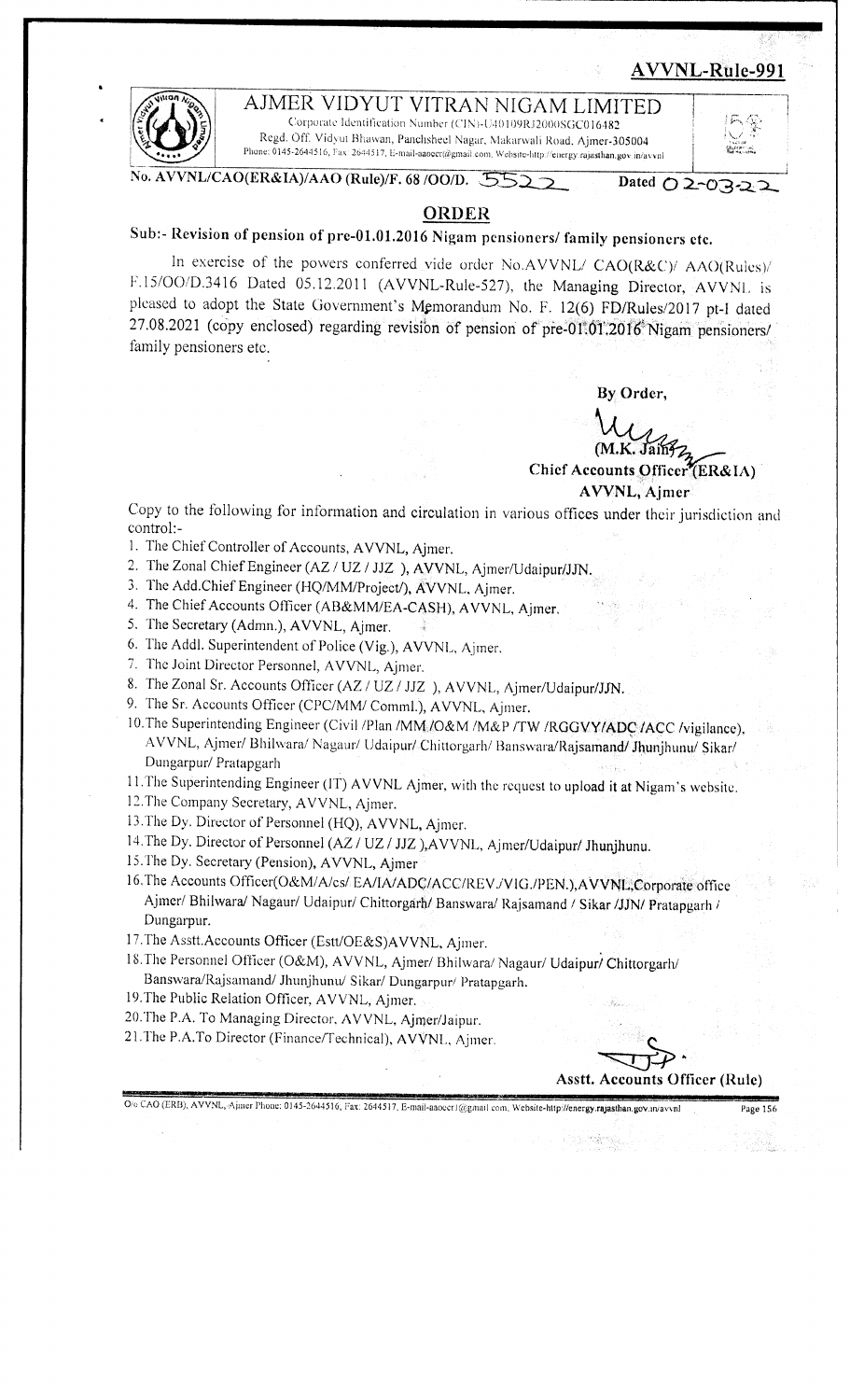AVVNL-Rule-991

# AJMER VIDYUT VITRAN NIGAM LIMITED

Corporate Identification Number (CIN)-U40109RJ2000SGC016482
Regd. Off. Vidyut Bhawan, Panchsheel Nagar, Makarwali Road, Ajmer-305004
Phone: 0145-2644516, Fax: 2644517, E-mail-aaoccr@gmail.com, Website-http://energy.rajasthan.gov.in/avvnl

**No. AVVNL/CAO(ER&IA)/AAO (Rule)/F. 68 /OO/D. 5522** **Dated 02-03-22**

## ORDER

**Sub:- Revision of pension of pre-01.01.2016 Nigam pensioners/ family pensioners etc.**

In exercise of the powers conferred vide order No.AVVNL/ CAO(R&C)/ AAO(Rules)/ F.15/OO/D.3416 Dated 05.12.2011 (AVVNL-Rule-527), the Managing Director, AVVNL is pleased to adopt the State Government's Memorandum No. F. 12(6) FD/Rules/2017 pt-I dated 27.08.2021 (copy enclosed) regarding revision of pension of pre-01.01.2016 Nigam pensioners/ family pensioners etc.

By Order,

(M.K. Jain)
**Chief Accounts Officer (ER&IA)**
**AVVNL, Ajmer**

Copy to the following for information and circulation in various offices under their jurisdiction and control:-

1. The Chief Controller of Accounts, AVVNL, Ajmer.
2. The Zonal Chief Engineer (AZ / UZ / JJZ ), AVVNL, Ajmer/Udaipur/JJN.
3. The Add.Chief Engineer (HQ/MM/Project/), AVVNL, Ajmer.
4. The Chief Accounts Officer (AB&MM/EA-CASH), AVVNL, Ajmer.
5. The Secretary (Admn.), AVVNL, Ajmer.
6. The Addl. Superintendent of Police (Vig.), AVVNL, Ajmer.
7. The Joint Director Personnel, AVVNL, Ajmer.
8. The Zonal Sr. Accounts Officer (AZ / UZ / JJZ ), AVVNL, Ajmer/Udaipur/JJN.
9. The Sr. Accounts Officer (CPC/MM/ Comml.), AVVNL, Ajmer.
10. The Superintending Engineer (Civil /Plan /MM /O&M /M&P /TW /RGGVY/ADC /ACC /vigilance), AVVNL, Ajmer/ Bhilwara/ Nagaur/ Udaipur/ Chittorgarh/ Banswara/Rajsamand/ Jhunjhunu/ Sikar/ Dungarpur/ Pratapgarh
11. The Superintending Engineer (IT) AVVNL Ajmer, with the request to upload it at Nigam's website.
12. The Company Secretary, AVVNL, Ajmer.
13. The Dy. Director of Personnel (HQ), AVVNL, Ajmer.
14. The Dy. Director of Personnel (AZ / UZ / JJZ ),AVVNL, Ajmer/Udaipur/ Jhunjhunu.
15. The Dy. Secretary (Pension), AVVNL, Ajmer
16. The Accounts Officer(O&M/A/cs/ EA/IA/ADC/ACC/REV./VIG./PEN.),AVVNL,Corporate office Ajmer/ Bhilwara/ Nagaur/ Udaipur/ Chittorgarh/ Banswara/ Rajsamand / Sikar /JJN/ Pratapgarh / Dungarpur.
17. The Asstt.Accounts Officer (Estt/OE&S)AVVNL, Ajmer.
18. The Personnel Officer (O&M), AVVNL, Ajmer/ Bhilwara/ Nagaur/ Udaipur/ Chittorgarh/ Banswara/Rajsamand/ Jhunjhunu/ Sikar/ Dungarpur/ Pratapgarh.
19. The Public Relation Officer, AVVNL, Ajmer.
20. The P.A. To Managing Director, AVVNL, Ajmer/Jaipur.
21. The P.A.To Director (Finance/Technical), AVVNL, Ajmer.

**Asstt. Accounts Officer (Rule)**

O/o CAO (ERB), AVVNL, Ajmer Phone: 0145-2644516, Fax: 2644517, E-mail-aaoccr1@gmail.com, Website-http://energy.rajasthan.gov.in/avvnl